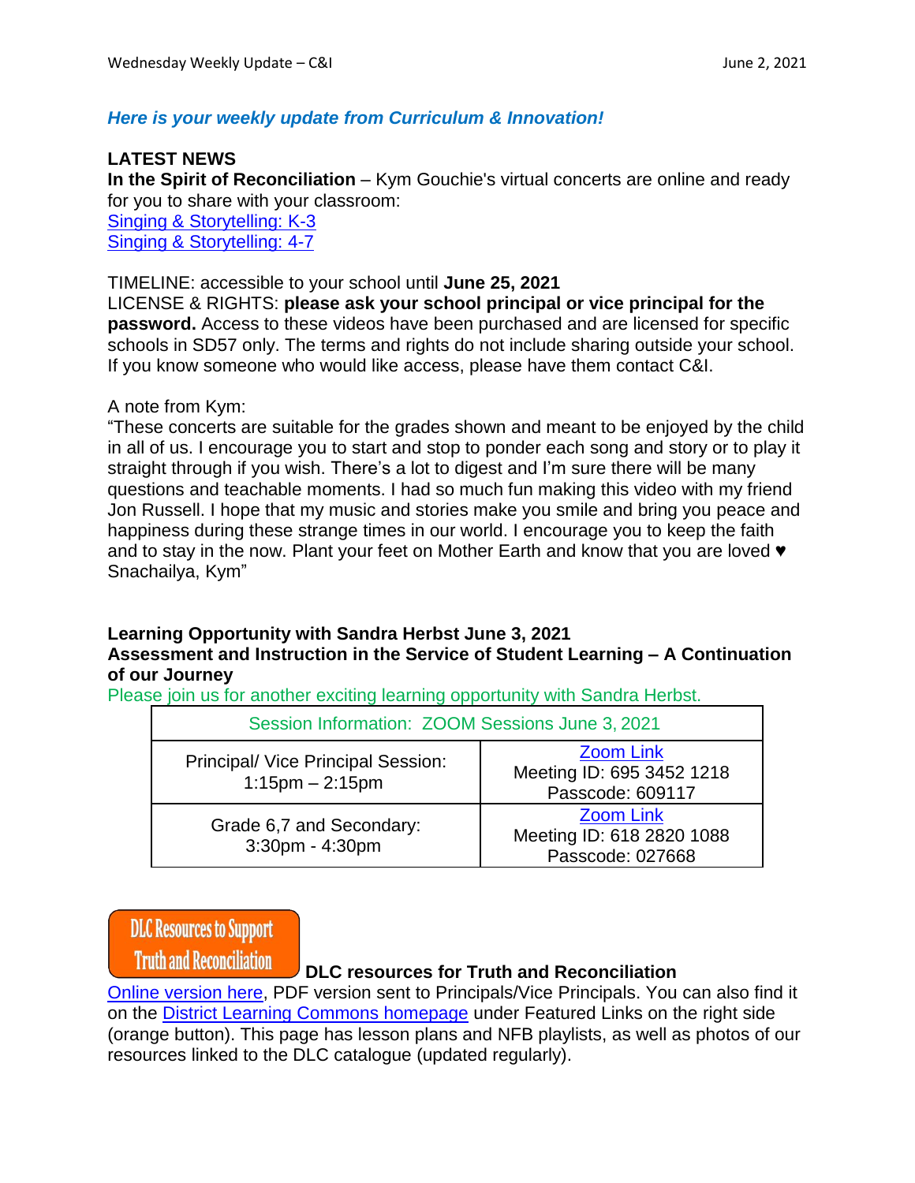***Here is your weekly update from Curriculum & Innovation!***

**LATEST NEWS**

**In the Spirit of Reconciliation** – Kym Gouchie's virtual concerts are online and ready for you to share with your classroom:

Singing & Storytelling: K-3

Singing & Storytelling: 4-7

TIMELINE: accessible to your school until **June 25, 2021**

LICENSE & RIGHTS: **please ask your school principal or vice principal for the password.** Access to these videos have been purchased and are licensed for specific schools in SD57 only. The terms and rights do not include sharing outside your school. If you know someone who would like access, please have them contact C&I.

A note from Kym:

"These concerts are suitable for the grades shown and meant to be enjoyed by the child in all of us. I encourage you to start and stop to ponder each song and story or to play it straight through if you wish. There's a lot to digest and I'm sure there will be many questions and teachable moments. I had so much fun making this video with my friend Jon Russell. I hope that my music and stories make you smile and bring you peace and happiness during these strange times in our world. I encourage you to keep the faith and to stay in the now. Plant your feet on Mother Earth and know that you are loved ♥ Snachailya, Kym"

**Learning Opportunity with Sandra Herbst June 3, 2021**

**Assessment and Instruction in the Service of Student Learning – A Continuation of our Journey**

Please join us for another exciting learning opportunity with Sandra Herbst.

| Session Information: ZOOM Sessions June 3, 2021 | |
|---|---|
| Principal/ Vice Principal Session: 1:15pm – 2:15pm | Zoom Link<br>Meeting ID: 695 3452 1218<br>Passcode: 609117 |
| Grade 6,7 and Secondary: 3:30pm - 4:30pm | Zoom Link<br>Meeting ID: 618 2820 1088<br>Passcode: 027668 |

DLC Resources to Support Truth and Reconciliation

**DLC resources for Truth and Reconciliation**

Online version here, PDF version sent to Principals/Vice Principals. You can also find it on the District Learning Commons homepage under Featured Links on the right side (orange button). This page has lesson plans and NFB playlists, as well as photos of our resources linked to the DLC catalogue (updated regularly).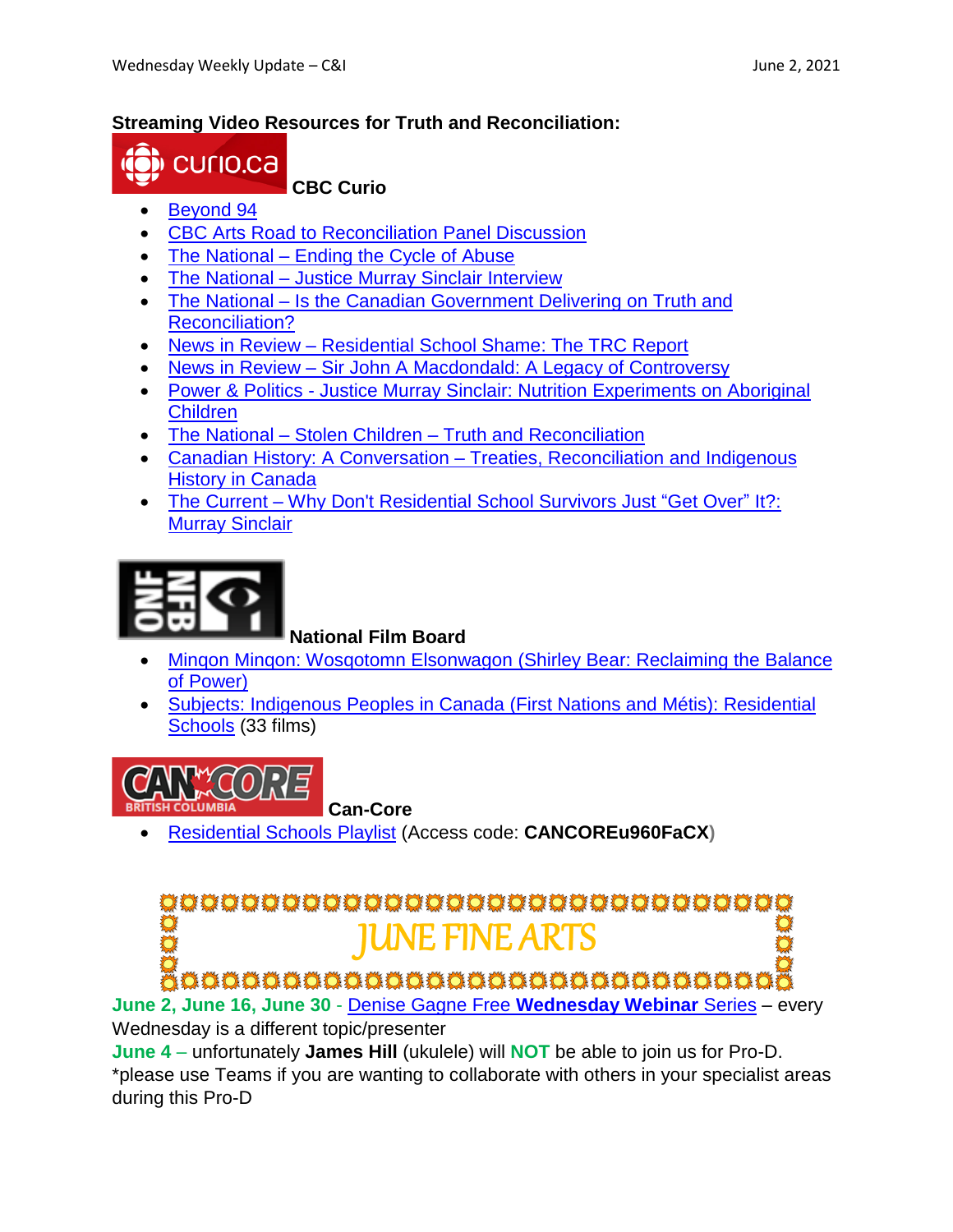**Streaming Video Resources for Truth and Reconciliation:**

**CBC Curio**

- Beyond 94
- CBC Arts Road to Reconciliation Panel Discussion
- The National – Ending the Cycle of Abuse
- The National – Justice Murray Sinclair Interview
- The National – Is the Canadian Government Delivering on Truth and Reconciliation?
- News in Review – Residential School Shame: The TRC Report
- News in Review – Sir John A Macdondald: A Legacy of Controversy
- Power & Politics - Justice Murray Sinclair: Nutrition Experiments on Aboriginal Children
- The National – Stolen Children – Truth and Reconciliation
- Canadian History: A Conversation – Treaties, Reconciliation and Indigenous History in Canada
- The Current – Why Don't Residential School Survivors Just "Get Over" It?: Murray Sinclair

**National Film Board**

- Minqon Minqon: Wosqotomn Elsonwagon (Shirley Bear: Reclaiming the Balance of Power)
- Subjects: Indigenous Peoples in Canada (First Nations and Métis): Residential Schools (33 films)

**Can-Core**

- Residential Schools Playlist (Access code: **CANCOREu960FaCX**)

## JUNE FINE ARTS

**June 2, June 16, June 30** - Denise Gagne Free **Wednesday Webinar** Series – every Wednesday is a different topic/presenter

**June 4** – unfortunately **James Hill** (ukulele) will **NOT** be able to join us for Pro-D. *please use Teams if you are wanting to collaborate with others in your specialist areas during this Pro-D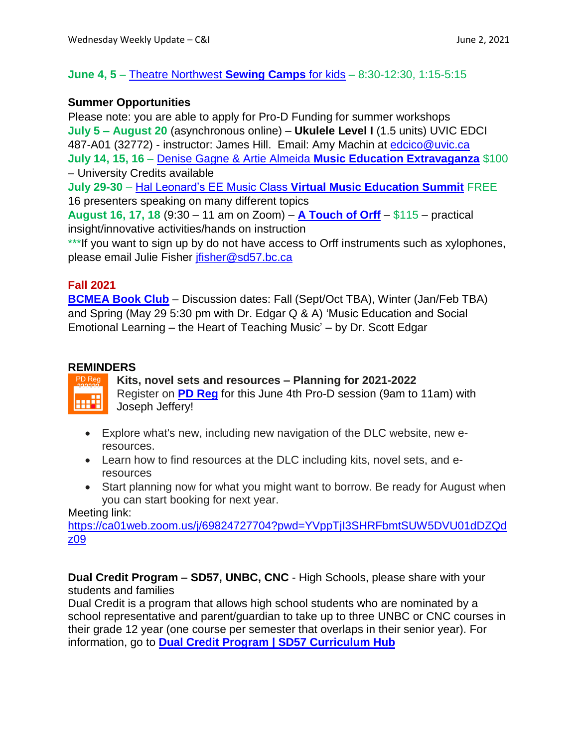**June 4, 5** – Theatre Northwest **Sewing Camps** for kids – 8:30-12:30, 1:15-5:15

**Summer Opportunities**

Please note: you are able to apply for Pro-D Funding for summer workshops

**July 5 – August 20** (asynchronous online) – **Ukulele Level I** (1.5 units) UVIC EDCI 487-A01 (32772) - instructor: James Hill. Email: Amy Machin at edcico@uvic.ca

**July 14, 15, 16** – Denise Gagne & Artie Almeida **Music Education Extravaganza** $100 – University Credits available

**July 29-30** – Hal Leonard's EE Music Class **Virtual Music Education Summit** FREE 16 presenters speaking on many different topics

**August 16, 17, 18** (9:30 – 11 am on Zoom) – **A Touch of Orff** – $115 – practical insight/innovative activities/hands on instruction

***If you want to sign up by do not have access to Orff instruments such as xylophones, please email Julie Fisher jfisher@sd57.bc.ca

**Fall 2021**

**BCMEA Book Club** – Discussion dates: Fall (Sept/Oct TBA), Winter (Jan/Feb TBA) and Spring (May 29 5:30 pm with Dr. Edgar Q & A) 'Music Education and Social Emotional Learning – the Heart of Teaching Music' – by Dr. Scott Edgar

**REMINDERS**

**Kits, novel sets and resources – Planning for 2021-2022**

Register on **PD Reg** for this June 4th Pro-D session (9am to 11am) with Joseph Jeffery!

- Explore what's new, including new navigation of the DLC website, new e-resources.
- Learn how to find resources at the DLC including kits, novel sets, and e-resources
- Start planning now for what you might want to borrow. Be ready for August when you can start booking for next year.

Meeting link:
https://ca01web.zoom.us/j/69824727704?pwd=YVppTjI3SHRFbmtSUW5DVU01dDZQdz09

**Dual Credit Program – SD57, UNBC, CNC** - High Schools, please share with your students and families

Dual Credit is a program that allows high school students who are nominated by a school representative and parent/guardian to take up to three UNBC or CNC courses in their grade 12 year (one course per semester that overlaps in their senior year). For information, go to **Dual Credit Program | SD57 Curriculum Hub**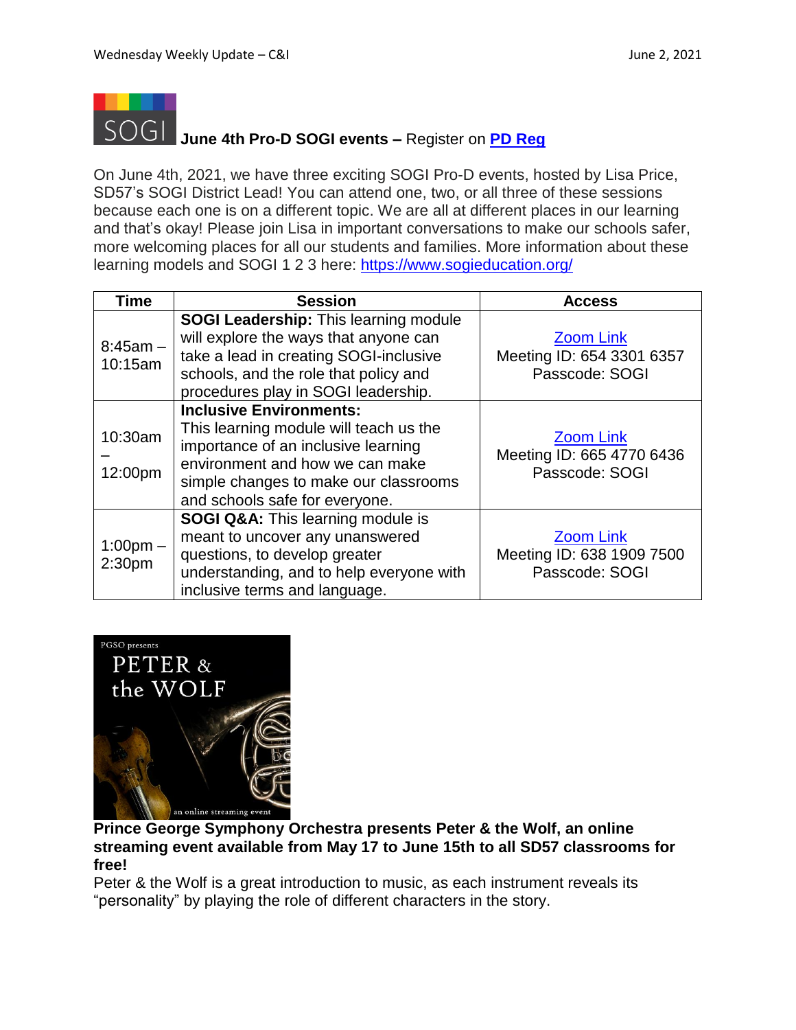## June 4th Pro-D SOGI events – Register on [PD Reg]

On June 4th, 2021, we have three exciting SOGI Pro-D events, hosted by Lisa Price, SD57's SOGI District Lead! You can attend one, two, or all three of these sessions because each one is on a different topic. We are all at different places in our learning and that's okay! Please join Lisa in important conversations to make our schools safer, more welcoming places for all our students and families. More information about these learning models and SOGI 1 2 3 here: https://www.sogieducation.org/

| Time | Session | Access |
|---|---|---|
| 8:45am – 10:15am | **SOGI Leadership:** This learning module will explore the ways that anyone can take a lead in creating SOGI-inclusive schools, and the role that policy and procedures play in SOGI leadership. | Zoom Link<br>Meeting ID: 654 3301 6357<br>Passcode: SOGI |
| 10:30am – 12:00pm | **Inclusive Environments:** This learning module will teach us the importance of an inclusive learning environment and how we can make simple changes to make our classrooms and schools safe for everyone. | Zoom Link<br>Meeting ID: 665 4770 6436<br>Passcode: SOGI |
| 1:00pm – 2:30pm | **SOGI Q&A:** This learning module is meant to uncover any unanswered questions, to develop greater understanding, and to help everyone with inclusive terms and language. | Zoom Link<br>Meeting ID: 638 1909 7500<br>Passcode: SOGI |

**Prince George Symphony Orchestra presents Peter & the Wolf, an online streaming event available from May 17 to June 15th to all SD57 classrooms for free!**

Peter & the Wolf is a great introduction to music, as each instrument reveals its "personality" by playing the role of different characters in the story.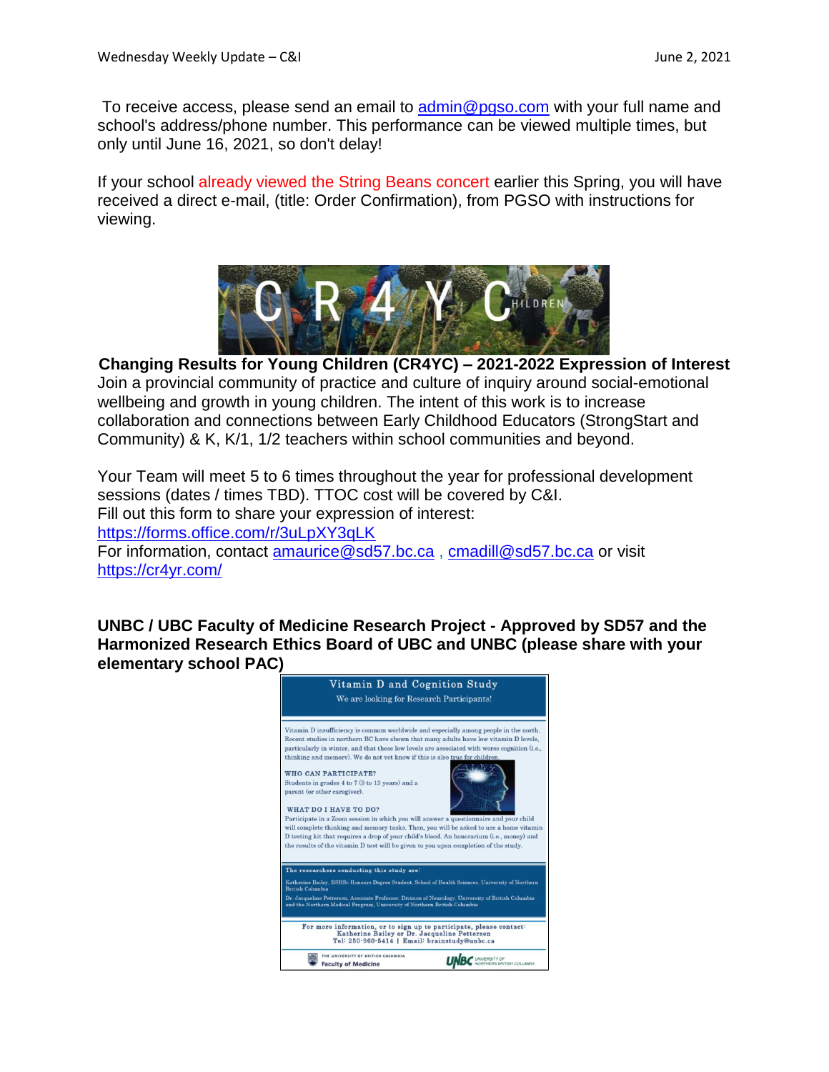To receive access, please send an email to admin@pgso.com with your full name and school's address/phone number. This performance can be viewed multiple times, but only until June 16, 2021, so don't delay!

If your school already viewed the String Beans concert earlier this Spring, you will have received a direct e-mail, (title: Order Confirmation), from PGSO with instructions for viewing.

**Changing Results for Young Children (CR4YC) – 2021-2022 Expression of Interest**

Join a provincial community of practice and culture of inquiry around social-emotional wellbeing and growth in young children. The intent of this work is to increase collaboration and connections between Early Childhood Educators (StrongStart and Community) & K, K/1, 1/2 teachers within school communities and beyond.

Your Team will meet 5 to 6 times throughout the year for professional development sessions (dates / times TBD). TTOC cost will be covered by C&I.
Fill out this form to share your expression of interest:
https://forms.office.com/r/3uLpXY3qLK
For information, contact amaurice@sd57.bc.ca , cmadill@sd57.bc.ca or visit https://cr4yr.com/

**UNBC / UBC Faculty of Medicine Research Project - Approved by SD57 and the Harmonized Research Ethics Board of UBC and UNBC (please share with your elementary school PAC)**

Vitamin D and Cognition Study

We are looking for Research Participants!

Vitamin D insufficiency is common worldwide and especially among people in the north. Recent studies in northern BC have shown that many adults have low vitamin D levels, particularly in winter, and that these low levels are associated with worse cognition (i.e., thinking and memory). We do not yet know if this is also true for children.

WHO CAN PARTICIPATE?
Students in grades 4 to 7 (9 to 13 years) and a parent (or other caregiver).

WHAT DO I HAVE TO DO?
Participate in a Zoom session in which you will answer a questionnaire and your child will complete thinking and memory tasks. Then, you will be asked to use a home vitamin D testing kit that requires a drop of your child's blood. An honorarium (i.e., money) and the results of the vitamin D test will be given to you upon completion of the study.

The researchers conducting this study are:

Katherine Bailey, BSHSc Honours Degree Student, School of Health Sciences, University of Northern British Columbia
Dr. Jacqueline Pettersen, Associate Professor, Division of Neurology, University of British Columbia and the Northern Medical Program, University of Northern British Columbia

For more information, or to sign up to participate, please contact:
Katherine Bailey or Dr. Jacqueline Pettersen
Tel: 250-960-5414 | Email: brainstudy@unbc.ca

The University of British Columbia Faculty of Medicine | UNBC University of Northern British Columbia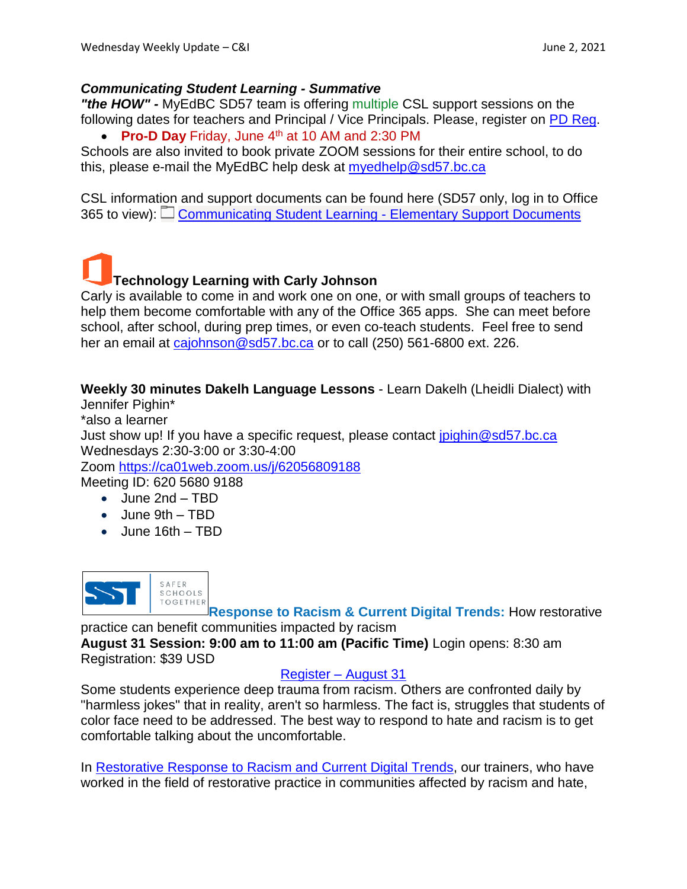### ***Communicating Student Learning - Summative***

***"the HOW" -*** MyEdBC SD57 team is offering multiple CSL support sessions on the following dates for teachers and Principal / Vice Principals. Please, register on PD Reg.

- **Pro-D Day** Friday, June 4th at 10 AM and 2:30 PM

Schools are also invited to book private ZOOM sessions for their entire school, to do this, please e-mail the MyEdBC help desk at myedhelp@sd57.bc.ca

CSL information and support documents can be found here (SD57 only, log in to Office 365 to view): Communicating Student Learning - Elementary Support Documents

### **Technology Learning with Carly Johnson**

Carly is available to come in and work one on one, or with small groups of teachers to help them become comfortable with any of the Office 365 apps. She can meet before school, after school, during prep times, or even co-teach students. Feel free to send her an email at cajohnson@sd57.bc.ca or to call (250) 561-6800 ext. 226.

**Weekly 30 minutes Dakelh Language Lessons** - Learn Dakelh (Lheidli Dialect) with Jennifer Pighin*

*also a learner

Just show up! If you have a specific request, please contact jpighin@sd57.bc.ca

Wednesdays 2:30-3:00 or 3:30-4:00

Zoom https://ca01web.zoom.us/j/62056809188

Meeting ID: 620 5680 9188

- June 2nd – TBD
- June 9th – TBD
- June 16th – TBD

SST | SAFER SCHOOLS TOGETHER

**Response to Racism & Current Digital Trends:** How restorative practice can benefit communities impacted by racism

**August 31 Session: 9:00 am to 11:00 am (Pacific Time)** Login opens: 8:30 am

Registration: $39 USD

Register – August 31

Some students experience deep trauma from racism. Others are confronted daily by "harmless jokes" that in reality, aren't so harmless. The fact is, struggles that students of color face need to be addressed. The best way to respond to hate and racism is to get comfortable talking about the uncomfortable.

In Restorative Response to Racism and Current Digital Trends, our trainers, who have worked in the field of restorative practice in communities affected by racism and hate,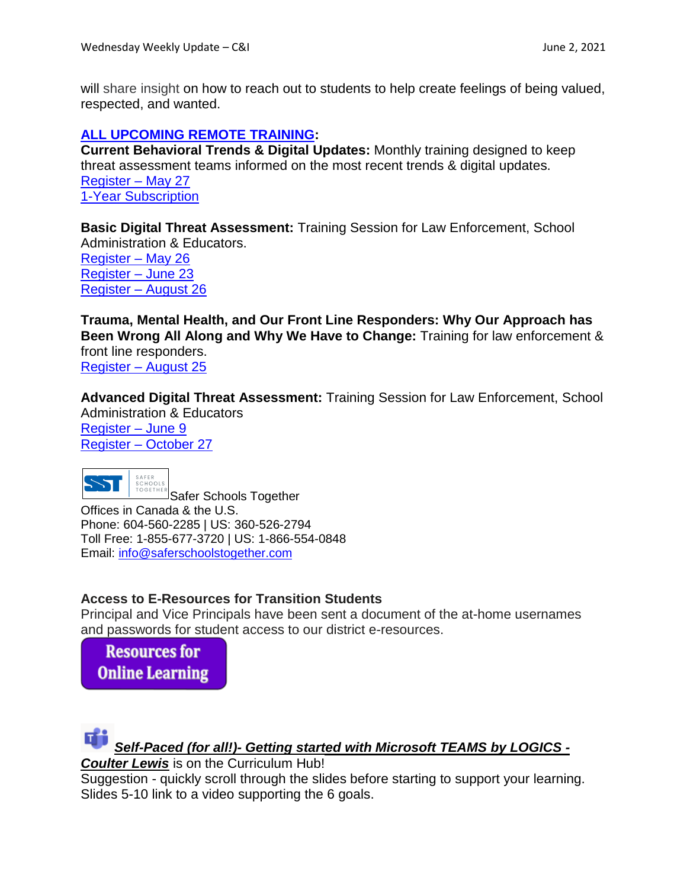will share insight on how to reach out to students to help create feelings of being valued, respected, and wanted.

**ALL UPCOMING REMOTE TRAINING:**

**Current Behavioral Trends & Digital Updates:** Monthly training designed to keep threat assessment teams informed on the most recent trends & digital updates.
Register – May 27
1-Year Subscription

**Basic Digital Threat Assessment:** Training Session for Law Enforcement, School Administration & Educators.
Register – May 26
Register – June 23
Register – August 26

**Trauma, Mental Health, and Our Front Line Responders: Why Our Approach has Been Wrong All Along and Why We Have to Change:** Training for law enforcement & front line responders.
Register – August 25

**Advanced Digital Threat Assessment:** Training Session for Law Enforcement, School Administration & Educators
Register – June 9
Register – October 27

SST SAFER SCHOOLS TOGETHER Safer Schools Together
Offices in Canada & the U.S.
Phone: 604-560-2285 | US: 360-526-2794
Toll Free: 1-855-677-3720 | US: 1-866-554-0848
Email: info@saferschoolstogether.com

**Access to E-Resources for Transition Students**
Principal and Vice Principals have been sent a document of the at-home usernames and passwords for student access to our district e-resources.

**Resources for Online Learning**

***Self-Paced (for all!)- Getting started with Microsoft TEAMS by LOGICS - Coulter Lewis*** is on the Curriculum Hub!
Suggestion - quickly scroll through the slides before starting to support your learning. Slides 5-10 link to a video supporting the 6 goals.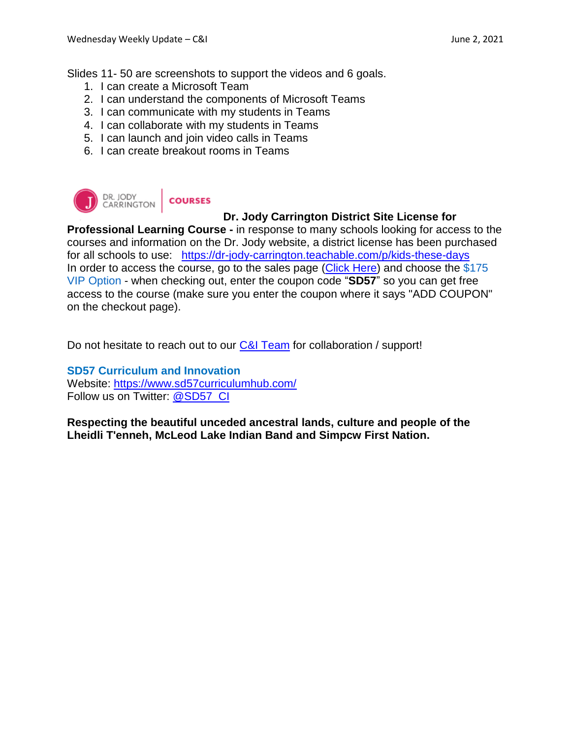Slides 11- 50 are screenshots to support the videos and 6 goals.

1. I can create a Microsoft Team
2. I can understand the components of Microsoft Teams
3. I can communicate with my students in Teams
4. I can collaborate with my students in Teams
5. I can launch and join video calls in Teams
6. I can create breakout rooms in Teams

DR. JODY CARRINGTON | COURSES

**Dr. Jody Carrington District Site License for Professional Learning Course -** in response to many schools looking for access to the courses and information on the Dr. Jody website, a district license has been purchased for all schools to use: https://dr-jody-carrington.teachable.com/p/kids-these-days
In order to access the course, go to the sales page (Click Here) and choose the $175 VIP Option - when checking out, enter the coupon code "**SD57**" so you can get free access to the course (make sure you enter the coupon where it says "ADD COUPON" on the checkout page).

Do not hesitate to reach out to our C&I Team for collaboration / support!

**SD57 Curriculum and Innovation**
Website: https://www.sd57curriculumhub.com/
Follow us on Twitter: @SD57_CI

**Respecting the beautiful unceded ancestral lands, culture and people of the Lheidli T'enneh, McLeod Lake Indian Band and Simpcw First Nation.**